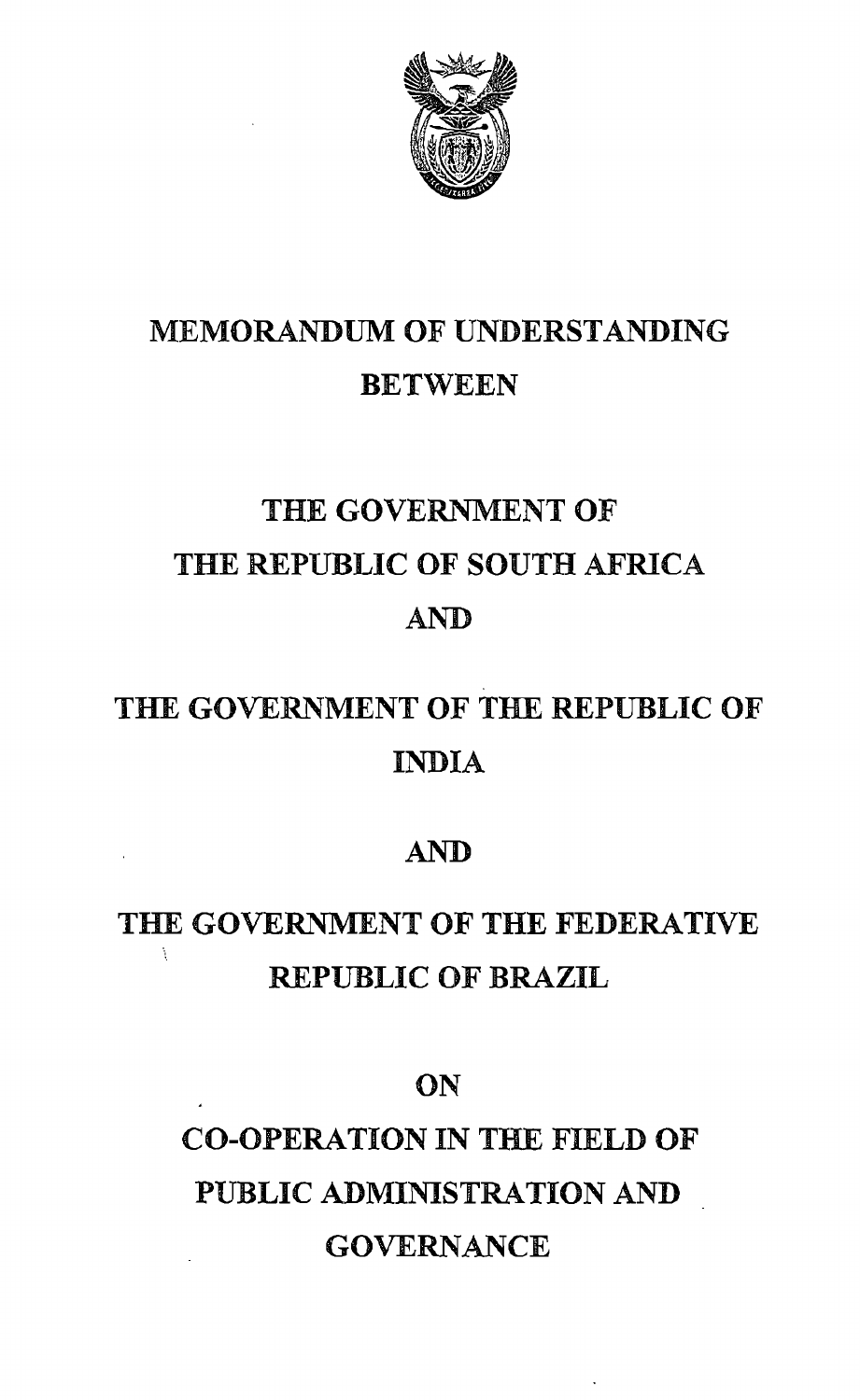# MEMORANDUM OF UNDERSTANDING

## BETWEEN

## THE GOVERNMENT OF THE REPUBLIC OF SOUTH AFRICA

## AND

## THE GOVERNMENT OF THE REPUBLIC OF INDIA

## AND

## THE GOVERNMENT OF THE FEDERATIVE REPUBLIC OF BRAZIL

## ON

## CO-OPERATION IN THE FIELD OF PUBLIC ADMINISTRATION AND GOVERNANCE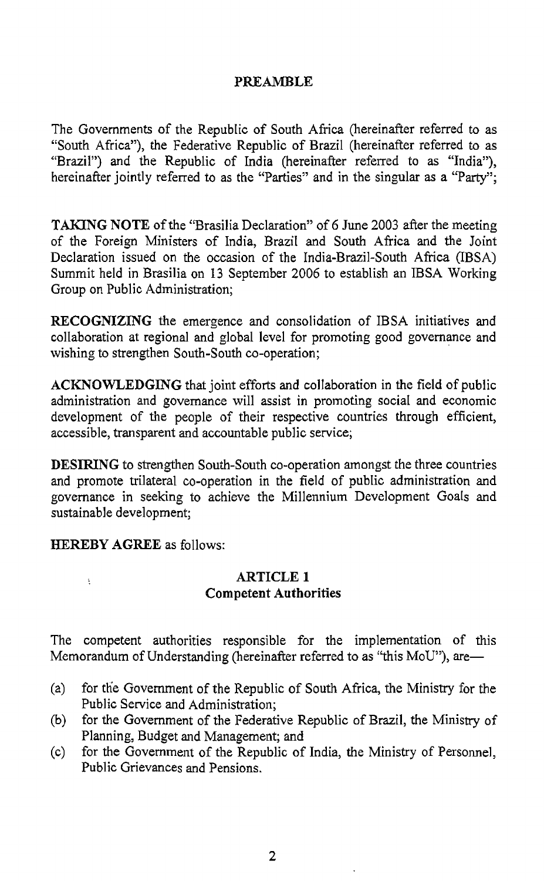## PREAMBLE

The Governments of the Republic of South Africa (hereinafter referred to as "South Africa"), the Federative Republic of Brazil (hereinafter referred to as "Brazil") and the Republic of India (hereinafter referred to as "India"), hereinafter jointly referred to as the "Parties" and in the singular as a "Party";

**TAKING NOTE** of the "Brasilia Declaration" of 6 June 2003 after the meeting of the Foreign Ministers of India, Brazil and South Africa and the Joint Declaration issued on the occasion of the India-Brazil-South Africa (IBSA) Summit held in Brasilia on 13 September 2006 to establish an IBSA Working Group on Public Administration;

**RECOGNIZING** the emergence and consolidation of IBSA initiatives and collaboration at regional and global level for promoting good governance and wishing to strengthen South-South co-operation;

**ACKNOWLEDGING** that joint efforts and collaboration in the field of public administration and governance will assist in promoting social and economic development of the people of their respective countries through efficient, accessible, transparent and accountable public service;

**DESIRING** to strengthen South-South co-operation amongst the three countries and promote trilateral co-operation in the field of public administration and governance in seeking to achieve the Millennium Development Goals and sustainable development;

**HEREBY AGREE** as follows:

### ARTICLE 1
### Competent Authorities

The competent authorities responsible for the implementation of this Memorandum of Understanding (hereinafter referred to as "this MoU"), are—

(a) for the Government of the Republic of South Africa, the Ministry for the Public Service and Administration;
(b) for the Government of the Federative Republic of Brazil, the Ministry of Planning, Budget and Management; and
(c) for the Government of the Republic of India, the Ministry of Personnel, Public Grievances and Pensions.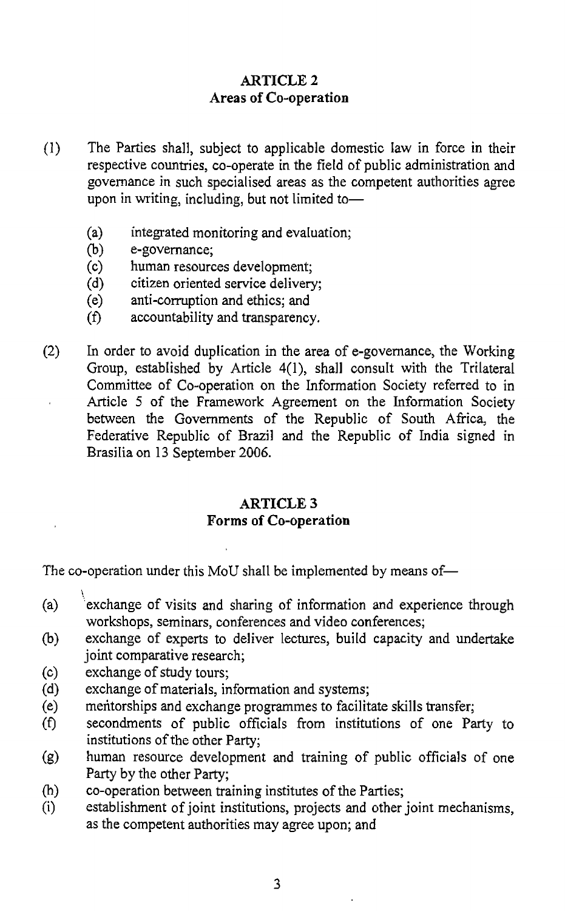## ARTICLE 2
### Areas of Co-operation

(1) The Parties shall, subject to applicable domestic law in force in their respective countries, co-operate in the field of public administration and governance in such specialised areas as the competent authorities agree upon in writing, including, but not limited to—

- (a) integrated monitoring and evaluation;
- (b) e-governance;
- (c) human resources development;
- (d) citizen oriented service delivery;
- (e) anti-corruption and ethics; and
- (f) accountability and transparency.

(2) In order to avoid duplication in the area of e-governance, the Working Group, established by Article 4(1), shall consult with the Trilateral Committee of Co-operation on the Information Society referred to in Article 5 of the Framework Agreement on the Information Society between the Governments of the Republic of South Africa, the Federative Republic of Brazil and the Republic of India signed in Brasilia on 13 September 2006.

## ARTICLE 3
### Forms of Co-operation

The co-operation under this MoU shall be implemented by means of—

- (a) exchange of visits and sharing of information and experience through workshops, seminars, conferences and video conferences;
- (b) exchange of experts to deliver lectures, build capacity and undertake joint comparative research;
- (c) exchange of study tours;
- (d) exchange of materials, information and systems;
- (e) mentorships and exchange programmes to facilitate skills transfer;
- (f) secondments of public officials from institutions of one Party to institutions of the other Party;
- (g) human resource development and training of public officials of one Party by the other Party;
- (h) co-operation between training institutes of the Parties;
- (i) establishment of joint institutions, projects and other joint mechanisms, as the competent authorities may agree upon; and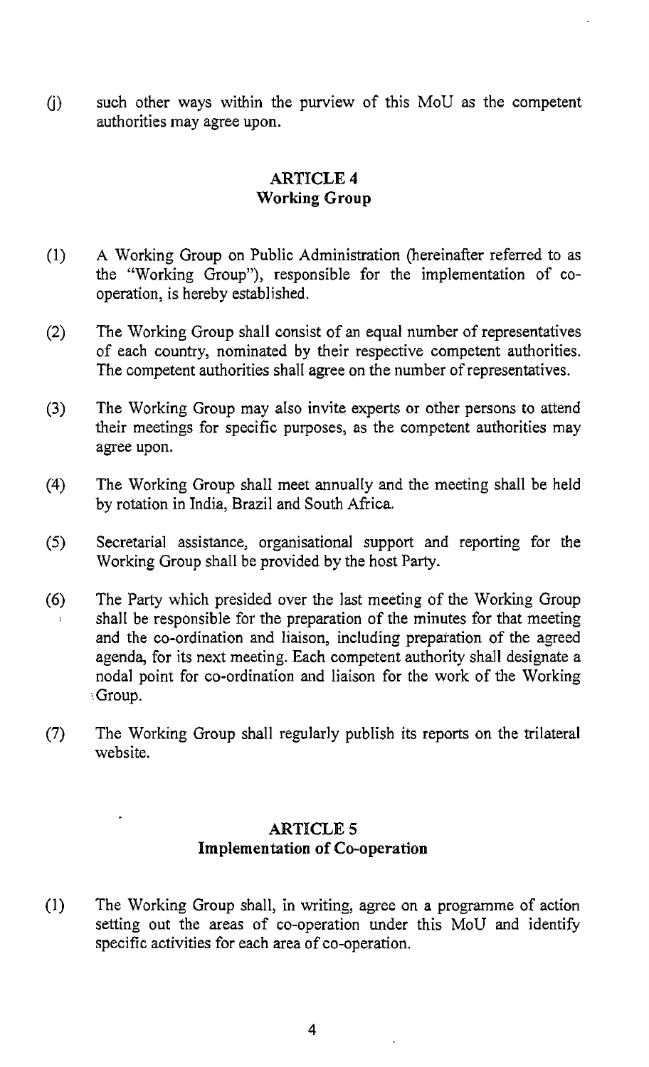(j) such other ways within the purview of this MoU as the competent authorities may agree upon.

## ARTICLE 4
## Working Group

(1) A Working Group on Public Administration (hereinafter referred to as the "Working Group"), responsible for the implementation of co-operation, is hereby established.

(2) The Working Group shall consist of an equal number of representatives of each country, nominated by their respective competent authorities. The competent authorities shall agree on the number of representatives.

(3) The Working Group may also invite experts or other persons to attend their meetings for specific purposes, as the competent authorities may agree upon.

(4) The Working Group shall meet annually and the meeting shall be held by rotation in India, Brazil and South Africa.

(5) Secretarial assistance, organisational support and reporting for the Working Group shall be provided by the host Party.

(6) The Party which presided over the last meeting of the Working Group shall be responsible for the preparation of the minutes for that meeting and the co-ordination and liaison, including preparation of the agreed agenda, for its next meeting. Each competent authority shall designate a nodal point for co-ordination and liaison for the work of the Working Group.

(7) The Working Group shall regularly publish its reports on the trilateral website.

## ARTICLE 5
## Implementation of Co-operation

(1) The Working Group shall, in writing, agree on a programme of action setting out the areas of co-operation under this MoU and identify specific activities for each area of co-operation.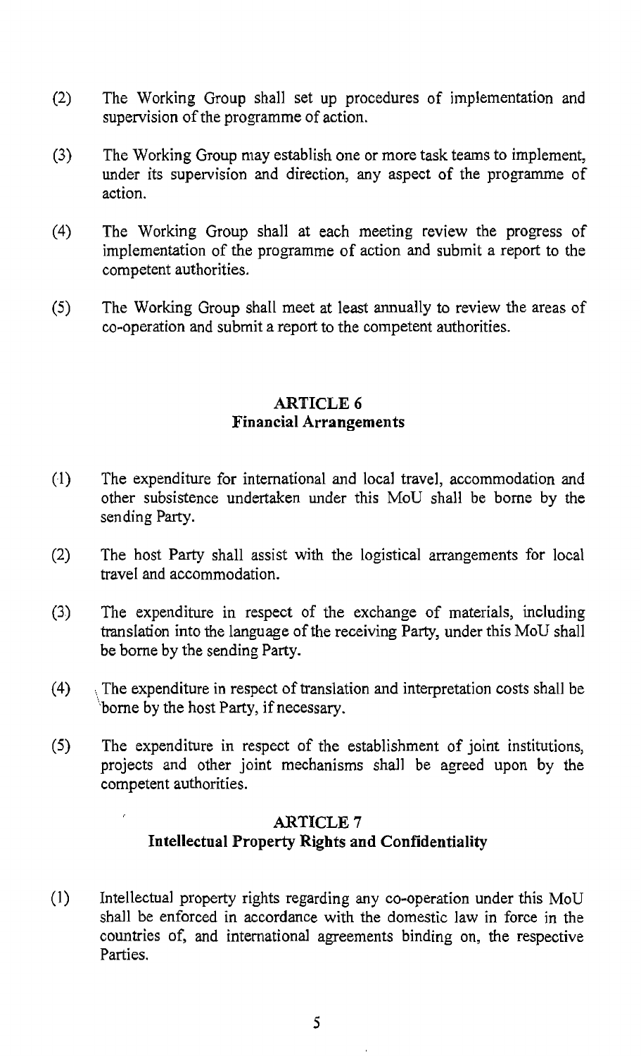(2) The Working Group shall set up procedures of implementation and supervision of the programme of action.

(3) The Working Group may establish one or more task teams to implement, under its supervision and direction, any aspect of the programme of action.

(4) The Working Group shall at each meeting review the progress of implementation of the programme of action and submit a report to the competent authorities.

(5) The Working Group shall meet at least annually to review the areas of co-operation and submit a report to the competent authorities.

## ARTICLE 6
## Financial Arrangements

(1) The expenditure for international and local travel, accommodation and other subsistence undertaken under this MoU shall be borne by the sending Party.

(2) The host Party shall assist with the logistical arrangements for local travel and accommodation.

(3) The expenditure in respect of the exchange of materials, including translation into the language of the receiving Party, under this MoU shall be borne by the sending Party.

(4) The expenditure in respect of translation and interpretation costs shall be borne by the host Party, if necessary.

(5) The expenditure in respect of the establishment of joint institutions, projects and other joint mechanisms shall be agreed upon by the competent authorities.

## ARTICLE 7
## Intellectual Property Rights and Confidentiality

(1) Intellectual property rights regarding any co-operation under this MoU shall be enforced in accordance with the domestic law in force in the countries of, and international agreements binding on, the respective Parties.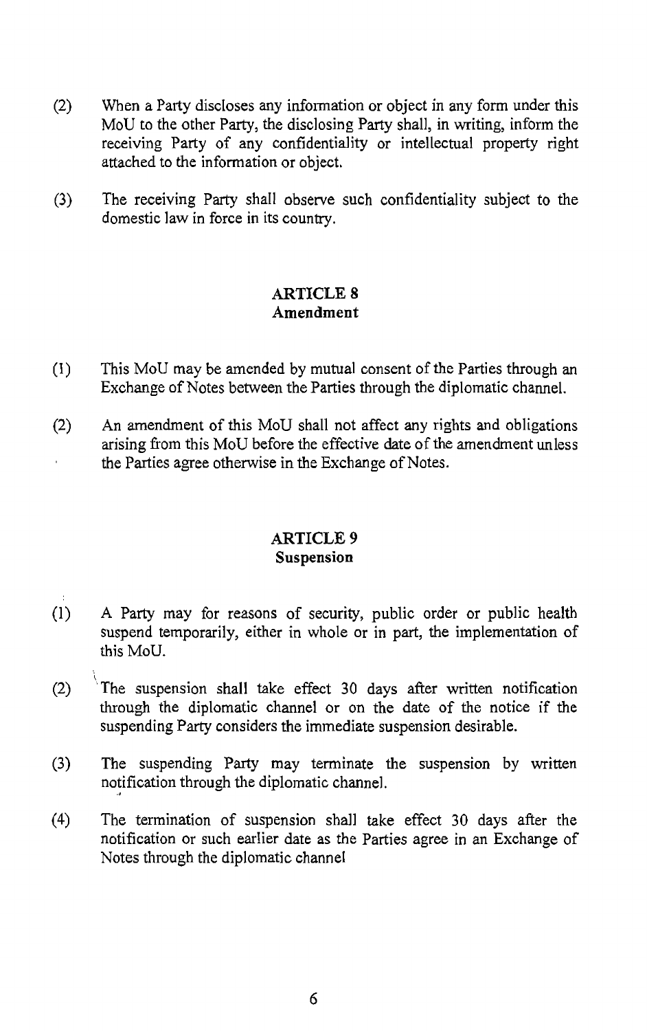(2) When a Party discloses any information or object in any form under this MoU to the other Party, the disclosing Party shall, in writing, inform the receiving Party of any confidentiality or intellectual property right attached to the information or object.

(3) The receiving Party shall observe such confidentiality subject to the domestic law in force in its country.

## ARTICLE 8
**Amendment**

(1) This MoU may be amended by mutual consent of the Parties through an Exchange of Notes between the Parties through the diplomatic channel.

(2) An amendment of this MoU shall not affect any rights and obligations arising from this MoU before the effective date of the amendment unless the Parties agree otherwise in the Exchange of Notes.

## ARTICLE 9
**Suspension**

(1) A Party may for reasons of security, public order or public health suspend temporarily, either in whole or in part, the implementation of this MoU.

(2) The suspension shall take effect 30 days after written notification through the diplomatic channel or on the date of the notice if the suspending Party considers the immediate suspension desirable.

(3) The suspending Party may terminate the suspension by written notification through the diplomatic channel.

(4) The termination of suspension shall take effect 30 days after the notification or such earlier date as the Parties agree in an Exchange of Notes through the diplomatic channel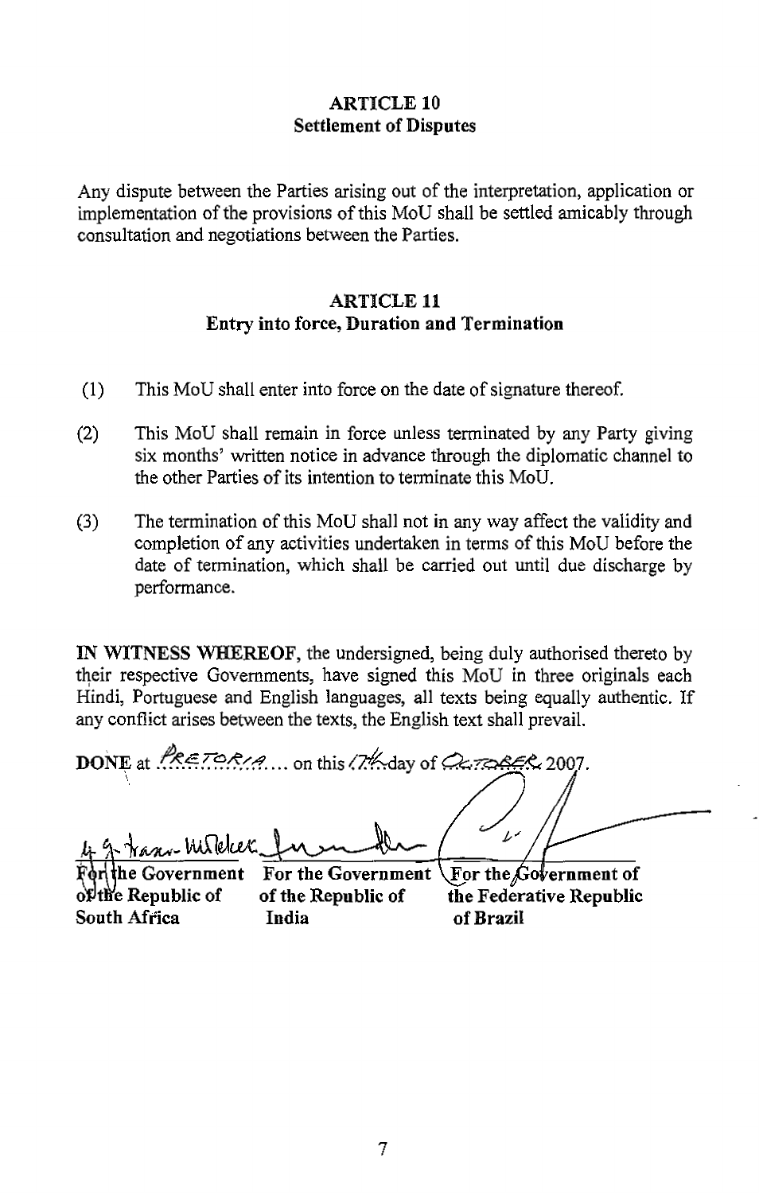## ARTICLE 10
### Settlement of Disputes

Any dispute between the Parties arising out of the interpretation, application or implementation of the provisions of this MoU shall be settled amicably through consultation and negotiations between the Parties.

## ARTICLE 11
### Entry into force, Duration and Termination

(1) This MoU shall enter into force on the date of signature thereof.

(2) This MoU shall remain in force unless terminated by any Party giving six months' written notice in advance through the diplomatic channel to the other Parties of its intention to terminate this MoU.

(3) The termination of this MoU shall not in any way affect the validity and completion of any activities undertaken in terms of this MoU before the date of termination, which shall be carried out until due discharge by performance.

**IN WITNESS WHEREOF**, the undersigned, being duly authorised thereto by their respective Governments, have signed this MoU in three originals each Hindi, Portuguese and English languages, all texts being equally authentic. If any conflict arises between the texts, the English text shall prevail.

**DONE** at PRETORIA.... on this 17th day of OCTOBER 2007.

| For the Government of the Republic of South Africa | For the Government of the Republic of India | For the Government of the Federative Republic of Brazil |
| --- | --- | --- |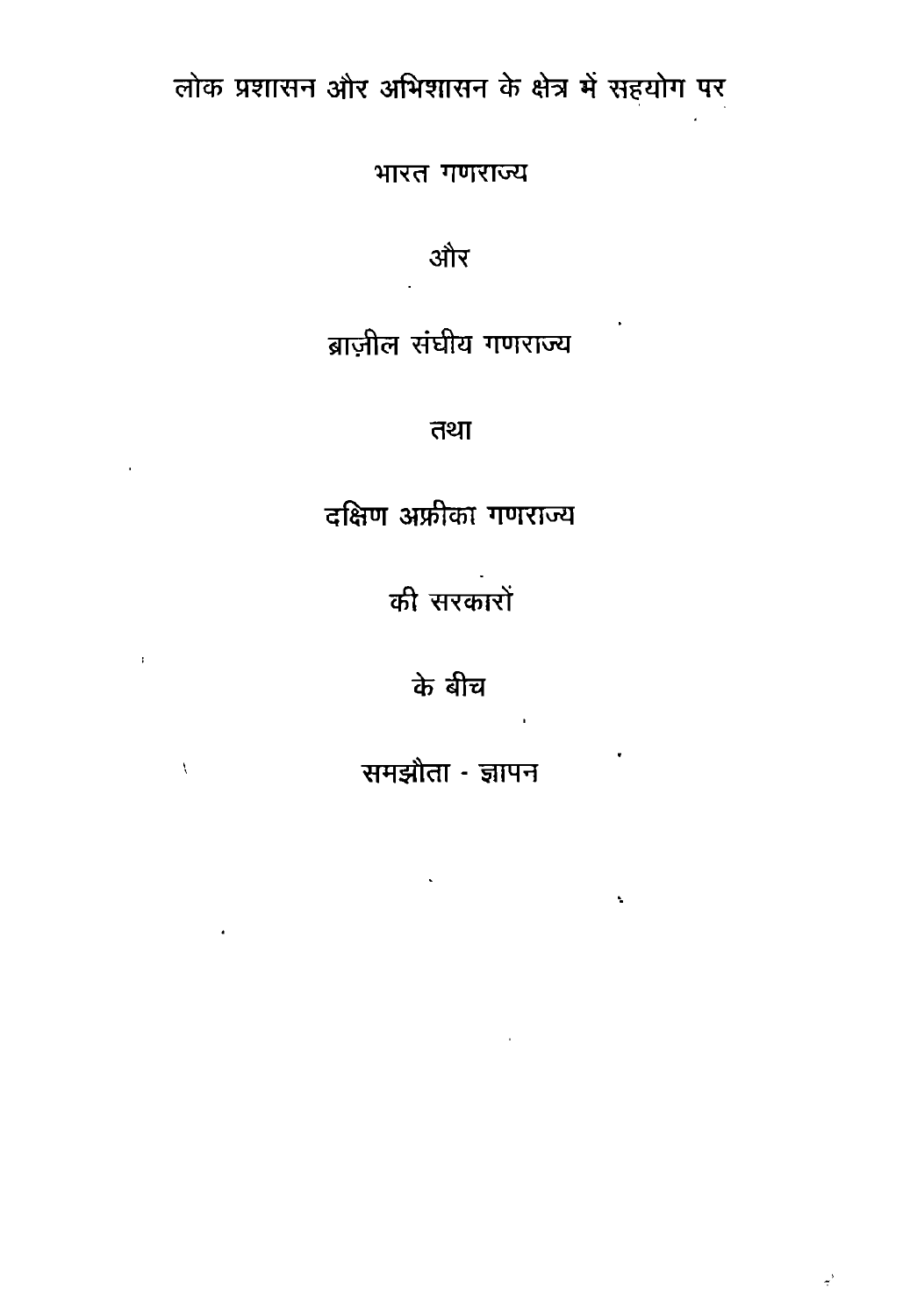लोक प्रशासन और अभिशासन के क्षेत्र में सहयोग पर

भारत गणराज्य

और

ब्राज़ील संघीय गणराज्य

तथा

दक्षिण अफ्रीका गणराज्य

की सरकारों

के बीच

समझौता - ज्ञापन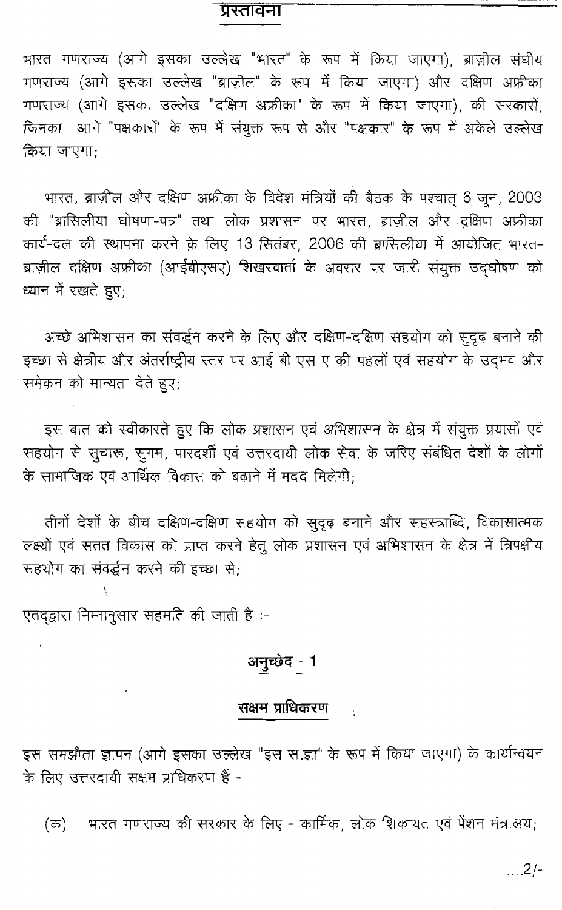## प्रस्तावना

भारत गणराज्य (आगे इसका उल्लेख "भारत" के रूप में किया जाएगा), ब्राज़ील संघीय गणराज्य (आगे इसका उल्लेख "ब्राज़ील" के रूप में किया जाएगा) और दक्षिण अफ्रीका गणराज्य (आगे इसका उल्लेख "दक्षिण अफ्रीका" के रूप में किया जाएगा), की सरकारों, जिनका आगे "पक्षकारों" के रूप में संयुक्त रूप से और "पक्षकार" के रूप में अकेले उल्लेख किया जाएगा;

भारत, ब्राज़ील और दक्षिण अफ्रीका के विदेश मंत्रियों की बैठक के पश्चात् 6 जून, 2003 की "ब्रासिलीया घोषणा-पत्र" तथा लोक प्रशासन पर भारत, ब्राज़ील और दक्षिण अफ्रीका कार्य-दल की स्थापना करने के लिए 13 सितंबर, 2006 की ब्रासिलीया में आयोजित भारत-ब्राज़ील दक्षिण अफ्रीका (आईबीएसए) शिखरवार्ता के अवसर पर जारी संयुक्त उद्घोषण को ध्यान में रखते हुए;

अच्छे अभिशासन का संवर्द्धन करने के लिए और दक्षिण-दक्षिण सहयोग को सुदृढ़ बनाने की इच्छा से क्षेत्रीय और अंतर्राष्ट्रीय स्तर पर आई बी एस ए की पहलों एवं सहयोग के उद्भव और समेकन को मान्यता देते हुए;

इस बात को स्वीकारते हुए कि लोक प्रशासन एवं अभिशासन के क्षेत्र में संयुक्त प्रयासों एवं सहयोग से सुचारू, सुगम, पारदर्शी एवं उत्तरदायी लोक सेवा के जरिए संबंधित देशों के लोगों के सामाजिक एवं आर्थिक विकास को बढ़ाने में मदद मिलेगी;

तीनों देशों के बीच दक्षिण-दक्षिण सहयोग को सुदृढ़ बनाने और सहस्त्राब्दि, विकासात्मक लक्ष्यों एवं सतत विकास को प्राप्त करने हेतु लोक प्रशासन एवं अभिशासन के क्षेत्र में त्रिपक्षीय सहयोग का संवर्द्धन करने की इच्छा से;

एतद्द्वारा निम्नानुसार सहमति की जाती है :-

### अनुच्छेद - 1

### सक्षम प्राधिकरण

इस समझौता ज्ञापन (आगे इसका उल्लेख "इस स.ज्ञा" के रूप में किया जाएगा) के कार्यान्वियन के लिए उत्तरदायी सक्षम प्राधिकरण हैं -

(क) भारत गणराज्य की सरकार के लिए - कार्मिक, लोक शिकायत एवं पेंशन मंत्रालय;

...2/-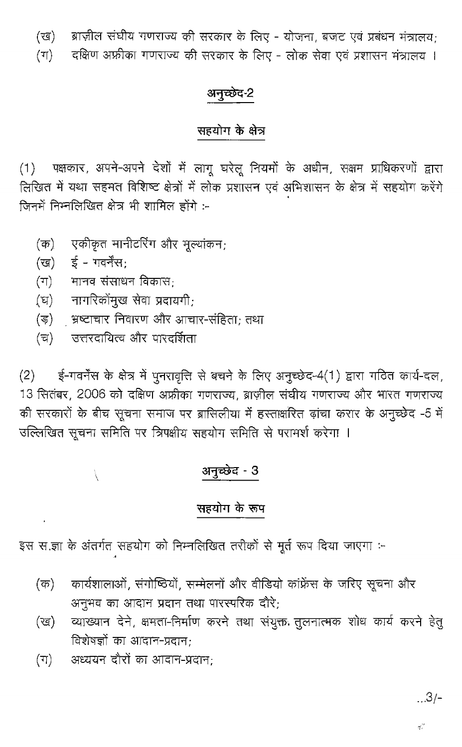(ख) ब्राज़ील संघीय गणराज्य की सरकार के लिए - योजना, बजट एवं प्रबंधन मंत्रालय;

(ग) दक्षिण अफ्रीका गणराज्य की सरकार के लिए - लोक सेवा एवं प्रशासन मंत्रालय ।

## अनुच्छेद-2

### सहयोग के क्षेत्र

(1) पक्षकार, अपने-अपने देशों में लागू घरेलू नियमों के अधीन, सक्षम प्राधिकरणों द्वारा लिखित में यथा सहमत विशिष्ट क्षेत्रों में लोक प्रशासन एवं अभिशासन के क्षेत्र में सहयोग करेंगे जिनमें निम्नलिखित क्षेत्र भी शामिल होंगे :-

(क) एकीकृत मानीटरिंग और मूल्यांकन;

(ख) ई - गवर्नेंस;

(ग) मानव संसाधन विकास;

(घ) नागरिकोंमुख सेवा प्रदायगी;

(ङ) भ्रष्टाचार निवारण और आचार-संहिता; तथा

(च) उत्तरदायित्व और पारदर्शिता

(2) ई-गवर्नेंस के क्षेत्र में पुनरावृत्ति से बचने के लिए अनुच्छेद-4(1) द्वारा गठित कार्य-दल, 13 सितंबर, 2006 को दक्षिण अफ्रीका गणराज्य, ब्राज़ील संघीय गणराज्य और भारत गणराज्य की सरकारों के बीच सूचना समाज पर ब्रासिलीया में हस्ताक्षरित ढांचा करार के अनुच्छेद -5 में उल्लिखित सूचना समिति पर त्रिपक्षीय सहयोग समिति से परामर्श करेगा ।

## अनुच्छेद - 3

### सहयोग के रूप

इस स.ज्ञा के अंतर्गत सहयोग को निम्नलिखित तरीकों से मूर्त रूप दिया जाएगा :-

(क) कार्यशालाओं, संगोष्ठियों, सम्मेलनों और वीडियो कांफ्रेंस के जरिए सूचना और अनुभव का आदान प्रदान तथा पारस्परिक दौरे;

(ख) व्याख्यान देने, क्षमता-निर्माण करने तथा संयुक्त तुलनात्मक शोध कार्य करने हेतु विशेषज्ञों का आदान-प्रदान;

(ग) अध्ययन दौरों का आदान-प्रदान;

..3/-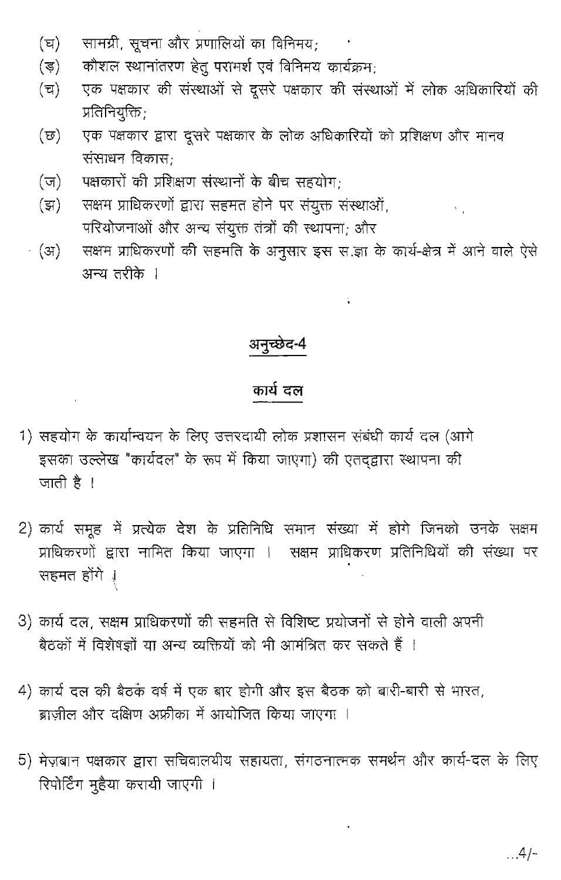(घ) सामग्री, सूचना और प्रणालियों का विनिमय;

(ङ) कौशल स्थानांतरण हेतु परामर्श एवं विनिमय कार्यक्रम;

(च) एक पक्षकार की संस्थाओं से दूसरे पक्षकार की संस्थाओं में लोक अधिकारियों की प्रतिनियुक्ति;

(छ) एक पक्षकार द्वारा दूसरे पक्षकार के लोक अधिकारियों को प्रशिक्षण और मानव संसाधन विकास;

(ज) पक्षकारों की प्रशिक्षण संस्थानों के बीच सहयोग;

(झ) सक्षम प्राधिकरणों द्वारा सहमत होने पर संयुक्त संस्थाओं, परियोजनाओं और अन्य संयुक्त तंत्रों की स्थापना; और

(ञ) सक्षम प्राधिकरणों की सहमति के अनुसार इस स.ज्ञा के कार्य-क्षेत्र में आने वाले ऐसे अन्य तरीके ।

## अनुच्छेद-4

## कार्य दल

1) सहयोग के कार्यान्वयन के लिए उत्तरदायी लोक प्रशासन संबंधी कार्य दल (आगे इसका उल्लेख "कार्यदल" के रूप में किया जाएगा) की एतद्द्वारा स्थापना की जाती है ।

2) कार्य समूह में प्रत्येक देश के प्रतिनिधि समान संख्या में होगे जिनको उनके सक्षम प्राधिकरणों द्वारा नामित किया जाएगा । सक्षम प्राधिकरण प्रतिनिधियों की संख्या पर सहमत होंगे ।

3) कार्य दल, सक्षम प्राधिकरणों की सहमति से विशिष्ट प्रयोजनों से होने वाली अपनी बैठकों में विशेषज्ञों या अन्य व्यक्तियों को भी आमंत्रित कर सकते हैं ।

4) कार्य दल की बैठक वर्ष में एक बार होगी और इस बैठक को बारी-बारी से भारत, ब्राज़ील और दक्षिण अफ्रीका में आयोजित किया जाएगा ।

5) मेज़बान पक्षकार द्वारा सचिवालयीय सहायता, संगठनात्मक समर्थन और कार्य-दल के लिए रिपोर्टिंग मुहैया करायी जाएगी ।

...4/-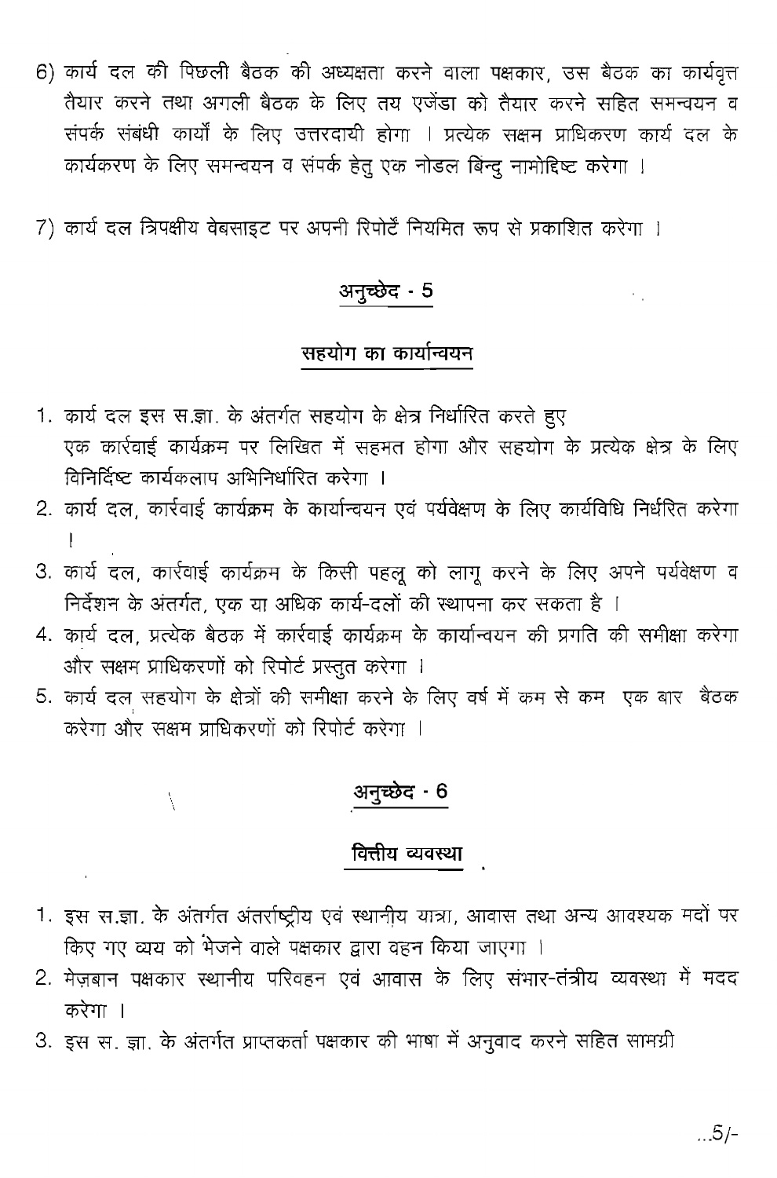6) कार्य दल की पिछली बैठक की अध्यक्षता करने वाला पक्षकार, उस बैठक का कार्यवृत्त तैयार करने तथा अगली बैठक के लिए तय एजेंडा को तैयार करने सहित समन्वयन व संपर्क संबंधी कार्यों के लिए उत्तरदायी होगा । प्रत्येक सक्षम प्राधिकरण कार्य दल के कार्यकरण के लिए समन्वयन व संपर्क हेतु एक नोडल बिन्दु नामोद्दिष्ट करेगा ।

7) कार्य दल त्रिपक्षीय वेबसाइट पर अपनी रिपोर्टें नियमित रूप से प्रकाशित करेगा ।

## अनुच्छेद - 5

## सहयोग का कार्यान्वयन

1. कार्य दल इस स.ज्ञा. के अंतर्गत सहयोग के क्षेत्र निर्धारित करते हुए एक कार्रवाई कार्यक्रम पर लिखित में सहमत होगा और सहयोग के प्रत्येक क्षेत्र के लिए विनिर्दिष्ट कार्यकलाप अभिनिर्धारित करेगा ।
2. कार्य दल, कार्रवाई कार्यक्रम के कार्यान्वयन एवं पर्यवेक्षण के लिए कार्यविधि निर्धरित करेगा ।
3. कार्य दल, कार्रवाई कार्यक्रम के किसी पहलू को लागू करने के लिए अपने पर्यवेक्षण व निर्देशन के अंतर्गत, एक या अधिक कार्य-दलों की स्थापना कर सकता है ।
4. कार्य दल, प्रत्येक बैठक में कार्रवाई कार्यक्रम के कार्यान्वयन की प्रगति की समीक्षा करेगा और सक्षम प्राधिकरणों को रिपोर्ट प्रस्तुत करेगा ।
5. कार्य दल सहयोग के क्षेत्रों की समीक्षा करने के लिए वर्ष में कम से कम एक बार बैठक करेगा और सक्षम प्राधिकरणों को रिपोर्ट करेगा ।

## अनुच्छेद - 6

## वित्तीय व्यवस्था

1. इस स.ज्ञा. के अंतर्गत अंतर्राष्ट्रीय एवं स्थानीय यात्रा, आवास तथा अन्य आवश्यक मदों पर किए गए व्यय को भेजने वाले पक्षकार द्वारा वहन किया जाएगा ।
2. मेज़बान पक्षकार स्थानीय परिवहन एवं आवास के लिए संभार-तंत्रीय व्यवस्था में मदद करेगा ।
3. इस स. ज्ञा. के अंतर्गत प्राप्तकर्ता पक्षकार की भाषा में अनुवाद करने सहित सामग्री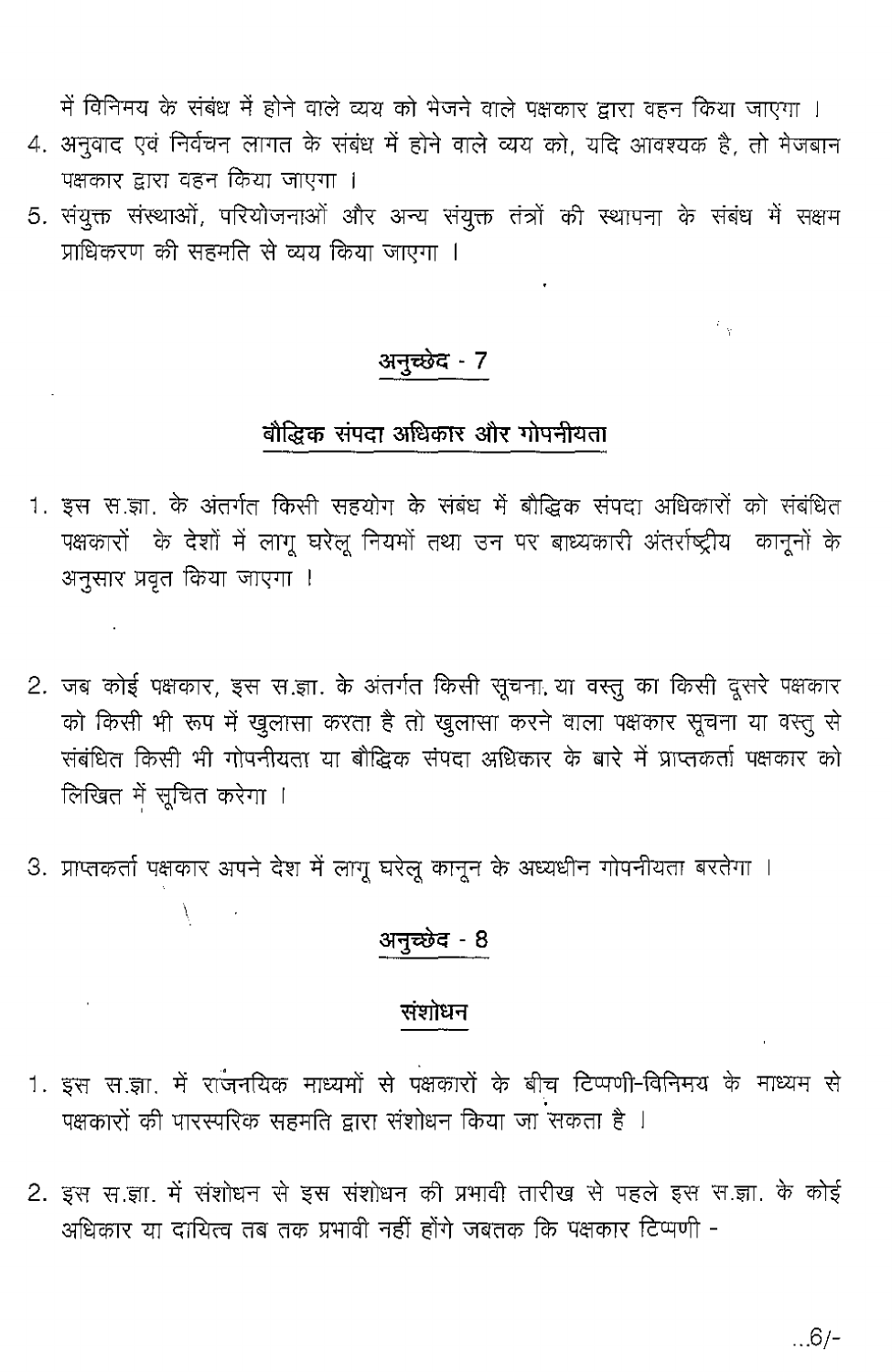में विनिमय के संबंध में होने वाले व्यय को भेजने वाले पक्षकार द्वारा वहन किया जाएगा ।

4. अनुवाद एवं निर्वचन लागत के संबंध में होने वाले व्यय को, यदि आवश्यक है, तो मेजबान पक्षकार द्वारा वहन किया जाएगा ।
5. संयुक्त संस्थाओं, परियोजनाओं और अन्य संयुक्त तंत्रों की स्थापना के संबंध में सक्षम प्राधिकरण की सहमति से व्यय किया जाएगा ।

## अनुच्छेद - 7

## बौद्धिक संपदा अधिकार और गोपनीयता

1. इस स.ज्ञा. के अंतर्गत किसी सहयोग के संबंध में बौद्धिक संपदा अधिकारों को संबंधित पक्षकारों के देशों में लागू घरेलू नियमों तथा उन पर बाध्यकारी अंतर्राष्ट्रीय कानूनों के अनुसार प्रवृत किया जाएगा ।

2. जब कोई पक्षकार, इस स.ज्ञा. के अंतर्गत किसी सूचना या वस्तु का किसी दूसरे पक्षकार को किसी भी रूप में खुलासा करता है तो खुलासा करने वाला पक्षकार सूचना या वस्तु से संबंधित किसी भी गोपनीयता या बौद्धिक संपदा अधिकार के बारे में प्राप्तकर्ता पक्षकार को लिखित में सूचित करेगा ।

3. प्राप्तकर्ता पक्षकार अपने देश में लागू घरेलू कानून के अध्यधीन गोपनीयता बरतेगा ।

## अनुच्छेद - 8

## संशोधन

1. इस स.ज्ञा. में राजनयिक माध्यमों से पक्षकारों के बीच टिप्पणी-विनिमय के माध्यम से पक्षकारों की पारस्परिक सहमति द्वारा संशोधन किया जा सकता है ।

2. इस स.ज्ञा. में संशोधन से इस संशोधन की प्रभावी तारीख से पहले इस स.ज्ञा. के कोई अधिकार या दायित्व तब तक प्रभावी नहीं होंगे जबतक कि पक्षकार टिप्पणी -

...6/-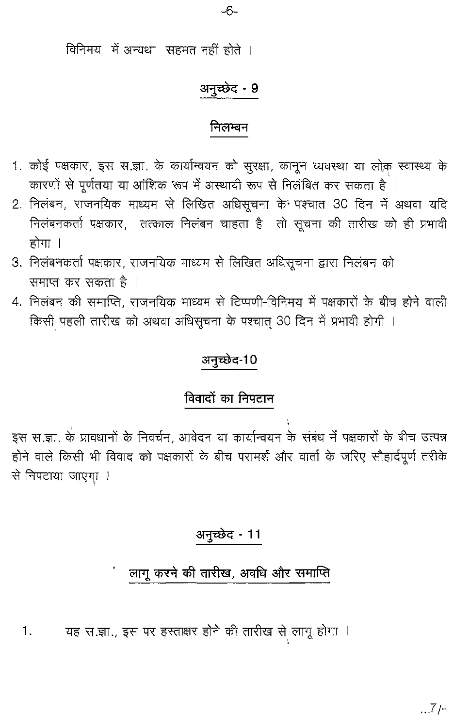विनिमय में अन्यथा सहमत नहीं होते ।

## अनुच्छेद - 9

### निलम्बन

1. कोई पक्षकार, इस स.ज्ञा. के कार्यान्वयन को सुरक्षा, कानून व्यवस्था या लोक स्वास्थ्य के कारणों से पूर्णतया या आंशिक रूप में अस्थायी रूप से निलंबित कर सकता है ।
2. निलंबन, राजनयिक माध्यम से लिखित अधिसूचना के पश्चात 30 दिन में अथवा यदि निलंबनकर्ता पक्षकार, तत्काल निलंबन चाहता है तो सूचना की तारीख को ही प्रभावी होगा ।
3. निलंबनकर्ता पक्षकार, राजनयिक माध्यम से लिखित अधिसूचना द्वारा निलंबन को समाप्त कर सकता है ।
4. निलंबन की समाप्ति, राजनयिक माध्यम से टिप्पणी-विनिमय में पक्षकारों के बीच होने वाली किसी पहली तारीख को अथवा अधिसूचना के पश्चात् 30 दिन में प्रभावी होगी ।

## अनुच्छेद-10

### विवादों का निपटान

इस स.ज्ञा. के प्रावधानों के निवर्चन, आवेदन या कार्यान्वयन के संबंध में पक्षकारों के बीच उत्पन्न होने वाले किसी भी विवाद को पक्षकारों के बीच परामर्श और वार्ता के जरिए सौहार्दपूर्ण तरीके से निपटाया जाएगा ।

## अनुच्छेद - 11

### लागू करने की तारीख, अवधि और समाप्ति

1. यह स.ज्ञा., इस पर हस्ताक्षर होने की तारीख से लागू होगा ।

...7/-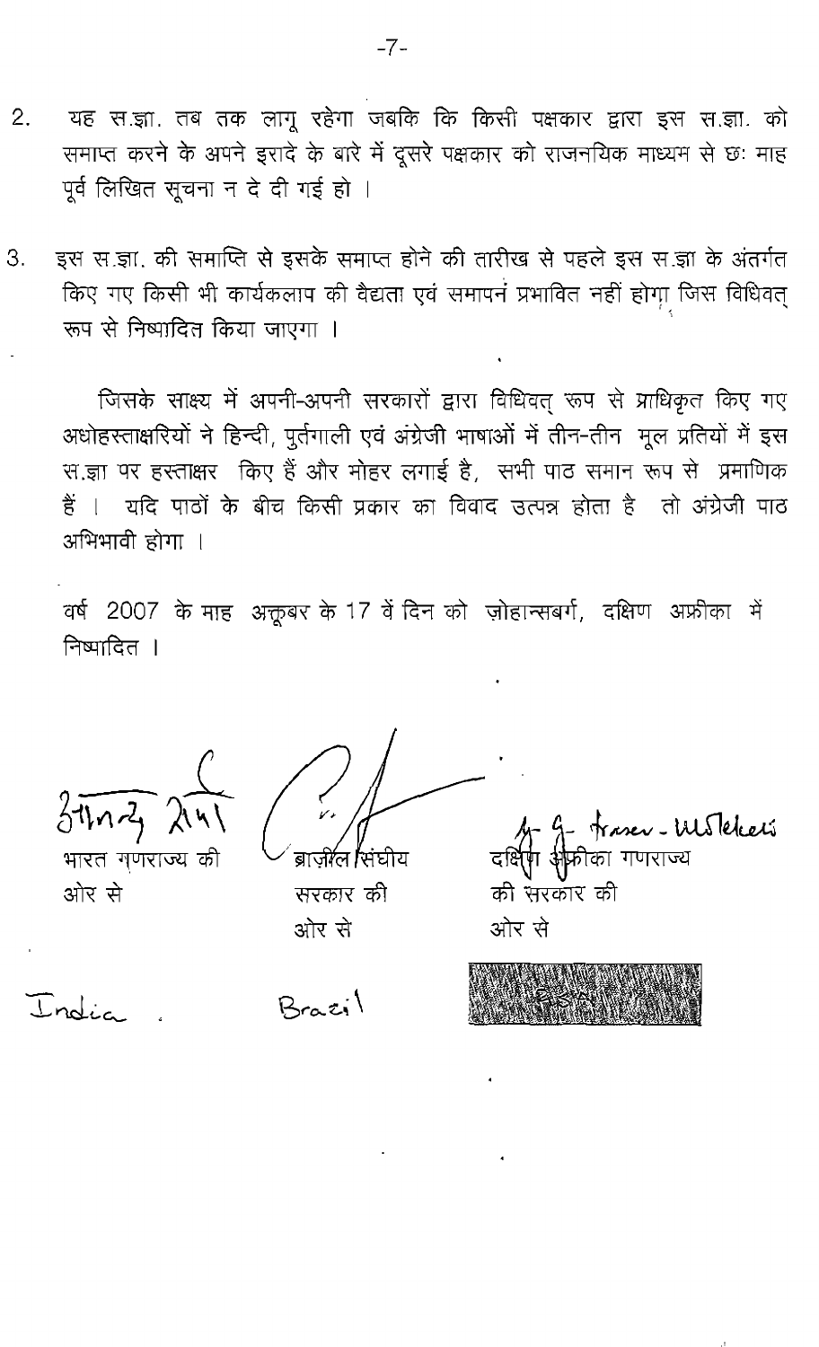2. यह स.ज्ञा. तब तक लागू रहेगा जबकि कि किसी पक्षकार द्वारा इस स.ज्ञा. को समाप्त करने के अपने इरादे के बारे में दूसरे पक्षकार को राजनयिक माध्यम से छः माह पूर्व लिखित सूचना न दे दी गई हो ।

3. इस स.ज्ञा. की समाप्ति से इसके समाप्त होने की तारीख से पहले इस स.ज्ञा के अंतर्गत किए गए किसी भी कार्यकलाप की वैद्यता एवं समापनं प्रभावित नहीं होगा जिस विधिवत् रूप से निष्पादित किया जाएगा ।

जिसके साक्ष्य में अपनी-अपनी सरकारों द्वारा विधिवत् रूप से प्राधिकृत किए गए अधोहस्ताक्षरियों ने हिन्दी, पुर्तगाली एवं अंग्रेजी भाषाओं में तीन-तीन मूल प्रतियों में इस स.ज्ञा पर हस्ताक्षर किए हैं और मोहर लगाई है, सभी पाठ समान रूप से प्रमाणिक हैं । यदि पाठों के बीच किसी प्रकार का विवाद उत्पन्न होता है तो अंग्रेजी पाठ अभिभावी होगा ।

वर्ष 2007 के माह अक्तूबर के 17 वें दिन को ज़ोहान्सबर्ग, दक्षिण अफ्रीका में निष्पादित ।

| आनन्द शर्मा | | G. G. Fraser-Moleketi |
|---|---|---|
| भारत गणराज्य की ओर से | ब्राज़ील संघीय सरकार की ओर से | दक्षिण अफ्रीका गणराज्य की सरकार की ओर से |
| India | Brazil | |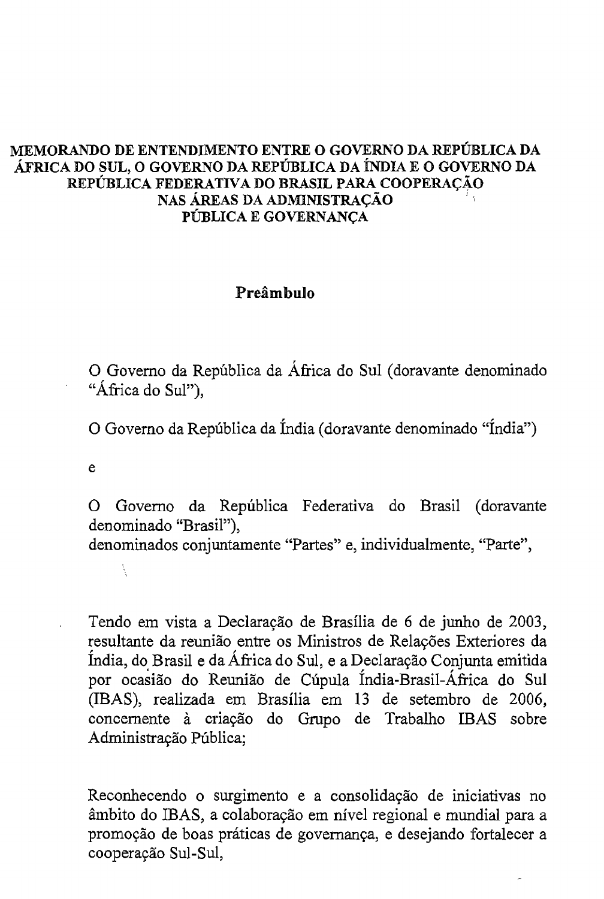**MEMORANDO DE ENTENDIMENTO ENTRE O GOVERNO DA REPÚBLICA DA ÁFRICA DO SUL, O GOVERNO DA REPÚBLICA DA ÍNDIA E O GOVERNO DA REPÚBLICA FEDERATIVA DO BRASIL PARA COOPERAÇÃO NAS ÁREAS DA ADMINISTRAÇÃO PÚBLICA E GOVERNANÇA**

**Preâmbulo**

O Governo da República da África do Sul (doravante denominado "África do Sul"),

O Governo da República da Índia (doravante denominado "Índia")

e

O Governo da República Federativa do Brasil (doravante denominado "Brasil"),
denominados conjuntamente "Partes" e, individualmente, "Parte",

Tendo em vista a Declaração de Brasília de 6 de junho de 2003, resultante da reunião entre os Ministros de Relações Exteriores da Índia, do Brasil e da África do Sul, e a Declaração Conjunta emitida por ocasião do Reunião de Cúpula Índia-Brasil-África do Sul (IBAS), realizada em Brasília em 13 de setembro de 2006, concernente à criação do Grupo de Trabalho IBAS sobre Administração Pública;

Reconhecendo o surgimento e a consolidação de iniciativas no âmbito do IBAS, a colaboração em nível regional e mundial para a promoção de boas práticas de governança, e desejando fortalecer a cooperação Sul-Sul,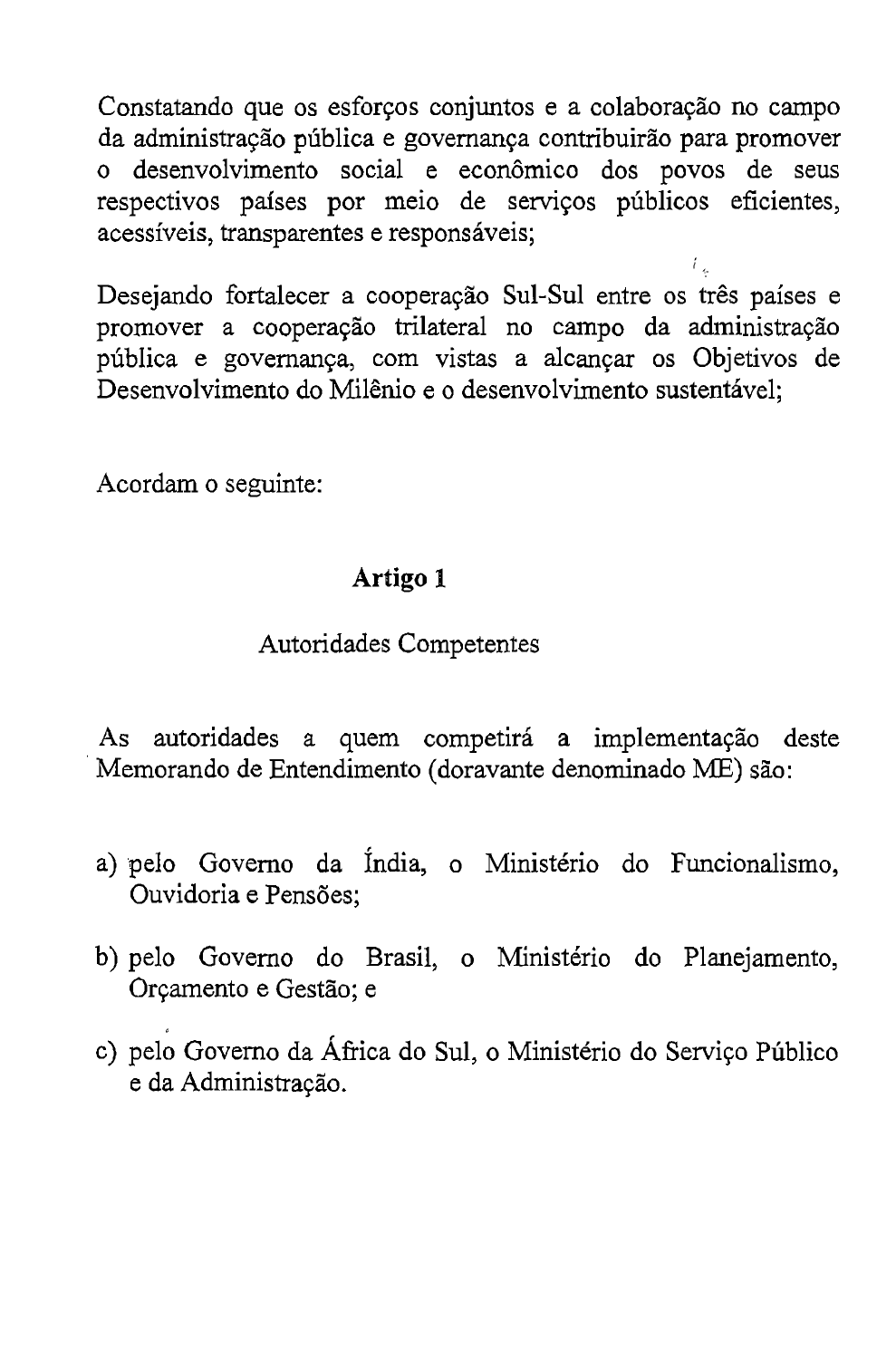Constatando que os esforços conjuntos e a colaboração no campo da administração pública e governança contribuirão para promover o desenvolvimento social e econômico dos povos de seus respectivos países por meio de serviços públicos eficientes, acessíveis, transparentes e responsáveis;

Desejando fortalecer a cooperação Sul-Sul entre os três países e promover a cooperação trilateral no campo da administração pública e governança, com vistas a alcançar os Objetivos de Desenvolvimento do Milênio e o desenvolvimento sustentável;

Acordam o seguinte:

## Artigo 1

### Autoridades Competentes

As autoridades a quem competirá a implementação deste Memorando de Entendimento (doravante denominado ME) são:

a) pelo Governo da Índia, o Ministério do Funcionalismo, Ouvidoria e Pensões;

b) pelo Governo do Brasil, o Ministério do Planejamento, Orçamento e Gestão; e

c) pelo Governo da África do Sul, o Ministério do Serviço Público e da Administração.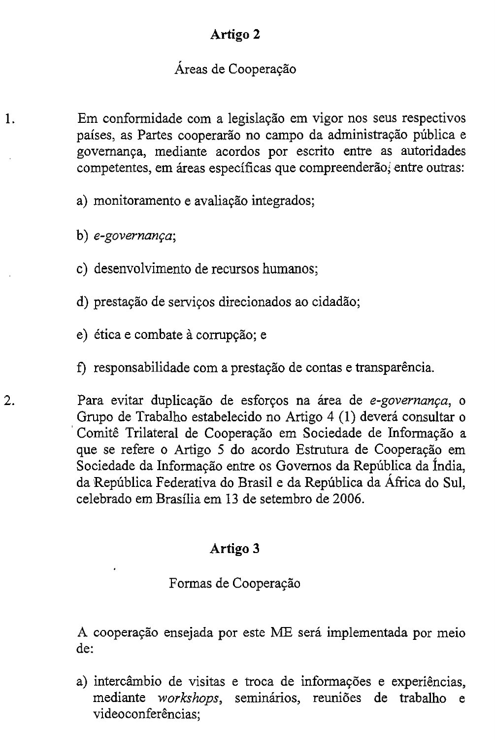## Artigo 2

Áreas de Cooperação

1. Em conformidade com a legislação em vigor nos seus respectivos países, as Partes cooperarão no campo da administração pública e governança, mediante acordos por escrito entre as autoridades competentes, em áreas específicas que compreenderão, entre outras:

   a) monitoramento e avaliação integrados;

   b) *e-governança*;

   c) desenvolvimento de recursos humanos;

   d) prestação de serviços direcionados ao cidadão;

   e) ética e combate à corrupção; e

   f) responsabilidade com a prestação de contas e transparência.

2. Para evitar duplicação de esforços na área de *e-governança*, o Grupo de Trabalho estabelecido no Artigo 4 (1) deverá consultar o Comitê Trilateral de Cooperação em Sociedade de Informação a que se refere o Artigo 5 do acordo Estrutura de Cooperação em Sociedade da Informação entre os Governos da República da Índia, da República Federativa do Brasil e da República da África do Sul, celebrado em Brasília em 13 de setembro de 2006.

## Artigo 3

Formas de Cooperação

A cooperação ensejada por este ME será implementada por meio de:

a) intercâmbio de visitas e troca de informações e experiências, mediante *workshops*, seminários, reuniões de trabalho e videoconferências;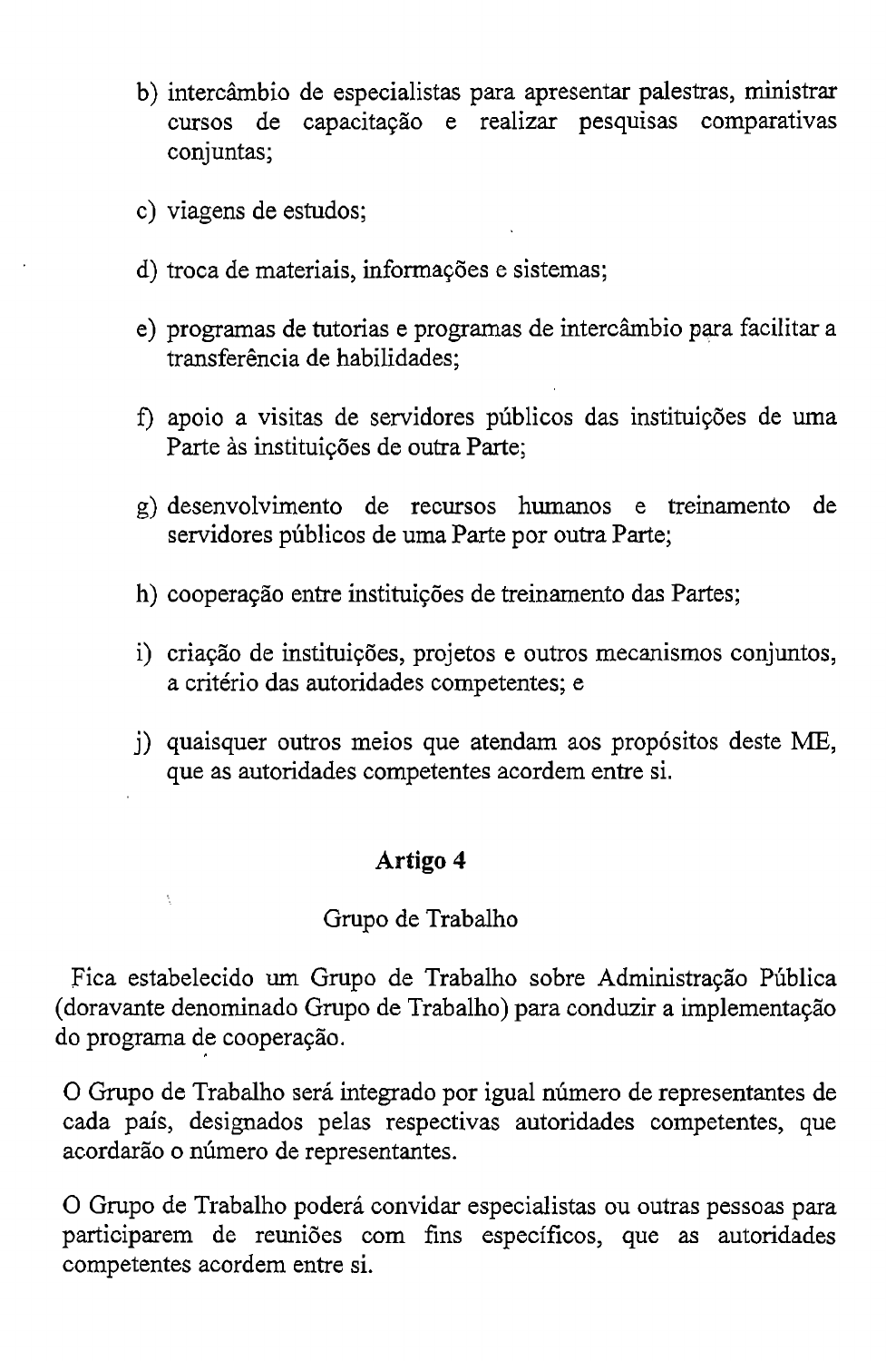b) intercâmbio de especialistas para apresentar palestras, ministrar cursos de capacitação e realizar pesquisas comparativas conjuntas;

c) viagens de estudos;

d) troca de materiais, informações e sistemas;

e) programas de tutorias e programas de intercâmbio para facilitar a transferência de habilidades;

f) apoio a visitas de servidores públicos das instituições de uma Parte às instituições de outra Parte;

g) desenvolvimento de recursos humanos e treinamento de servidores públicos de uma Parte por outra Parte;

h) cooperação entre instituições de treinamento das Partes;

i) criação de instituições, projetos e outros mecanismos conjuntos, a critério das autoridades competentes; e

j) quaisquer outros meios que atendam aos propósitos deste ME, que as autoridades competentes acordem entre si.

**Artigo 4**

Grupo de Trabalho

Fica estabelecido um Grupo de Trabalho sobre Administração Pública (doravante denominado Grupo de Trabalho) para conduzir a implementação do programa de cooperação.

O Grupo de Trabalho será integrado por igual número de representantes de cada país, designados pelas respectivas autoridades competentes, que acordarão o número de representantes.

O Grupo de Trabalho poderá convidar especialistas ou outras pessoas para participarem de reuniões com fins específicos, que as autoridades competentes acordem entre si.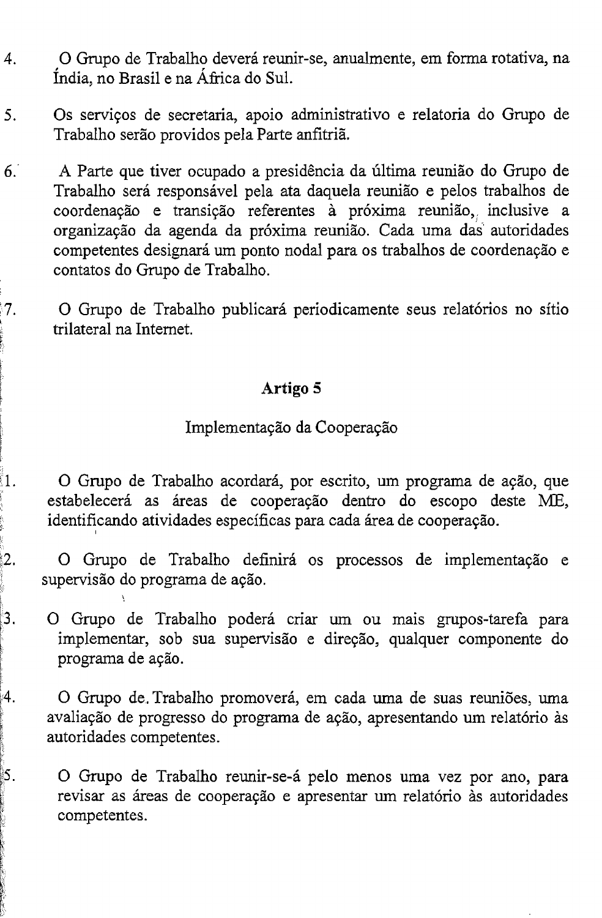4. O Grupo de Trabalho deverá reunir-se, anualmente, em forma rotativa, na Índia, no Brasil e na África do Sul.

5. Os serviços de secretaria, apoio administrativo e relatoria do Grupo de Trabalho serão providos pela Parte anfitriã.

6. A Parte que tiver ocupado a presidência da última reunião do Grupo de Trabalho será responsável pela ata daquela reunião e pelos trabalhos de coordenação e transição referentes à próxima reunião, inclusive a organização da agenda da próxima reunião. Cada uma das autoridades competentes designará um ponto nodal para os trabalhos de coordenação e contatos do Grupo de Trabalho.

7. O Grupo de Trabalho publicará periodicamente seus relatórios no sítio trilateral na Internet.

## Artigo 5

### Implementação da Cooperação

1. O Grupo de Trabalho acordará, por escrito, um programa de ação, que estabelecerá as áreas de cooperação dentro do escopo deste ME, identificando atividades específicas para cada área de cooperação.

2. O Grupo de Trabalho definirá os processos de implementação e supervisão do programa de ação.

3. O Grupo de Trabalho poderá criar um ou mais grupos-tarefa para implementar, sob sua supervisão e direção, qualquer componente do programa de ação.

4. O Grupo de Trabalho promoverá, em cada uma de suas reuniões, uma avaliação de progresso do programa de ação, apresentando um relatório às autoridades competentes.

5. O Grupo de Trabalho reunir-se-á pelo menos uma vez por ano, para revisar as áreas de cooperação e apresentar um relatório às autoridades competentes.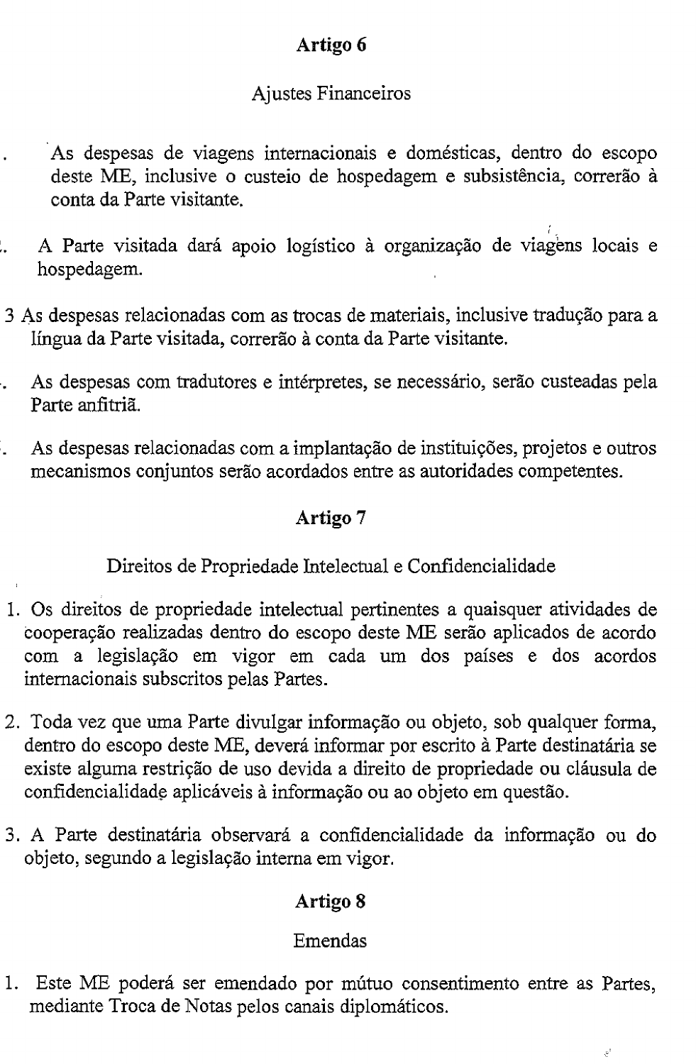## Artigo 6

### Ajustes Financeiros

1. As despesas de viagens internacionais e domésticas, dentro do escopo deste ME, inclusive o custeio de hospedagem e subsistência, correrão à conta da Parte visitante.

2. A Parte visitada dará apoio logístico à organização de viagens locais e hospedagem.

3. As despesas relacionadas com as trocas de materiais, inclusive tradução para a língua da Parte visitada, correrão à conta da Parte visitante.

4. As despesas com tradutores e intérpretes, se necessário, serão custeadas pela Parte anfitriã.

5. As despesas relacionadas com a implantação de instituições, projetos e outros mecanismos conjuntos serão acordados entre as autoridades competentes.

## Artigo 7

### Direitos de Propriedade Intelectual e Confidencialidade

1. Os direitos de propriedade intelectual pertinentes a quaisquer atividades de cooperação realizadas dentro do escopo deste ME serão aplicados de acordo com a legislação em vigor em cada um dos países e dos acordos internacionais subscritos pelas Partes.

2. Toda vez que uma Parte divulgar informação ou objeto, sob qualquer forma, dentro do escopo deste ME, deverá informar por escrito à Parte destinatária se existe alguma restrição de uso devida a direito de propriedade ou cláusula de confidencialidade aplicáveis à informação ou ao objeto em questão.

3. A Parte destinatária observará a confidencialidade da informação ou do objeto, segundo a legislação interna em vigor.

## Artigo 8

### Emendas

1. Este ME poderá ser emendado por mútuo consentimento entre as Partes, mediante Troca de Notas pelos canais diplomáticos.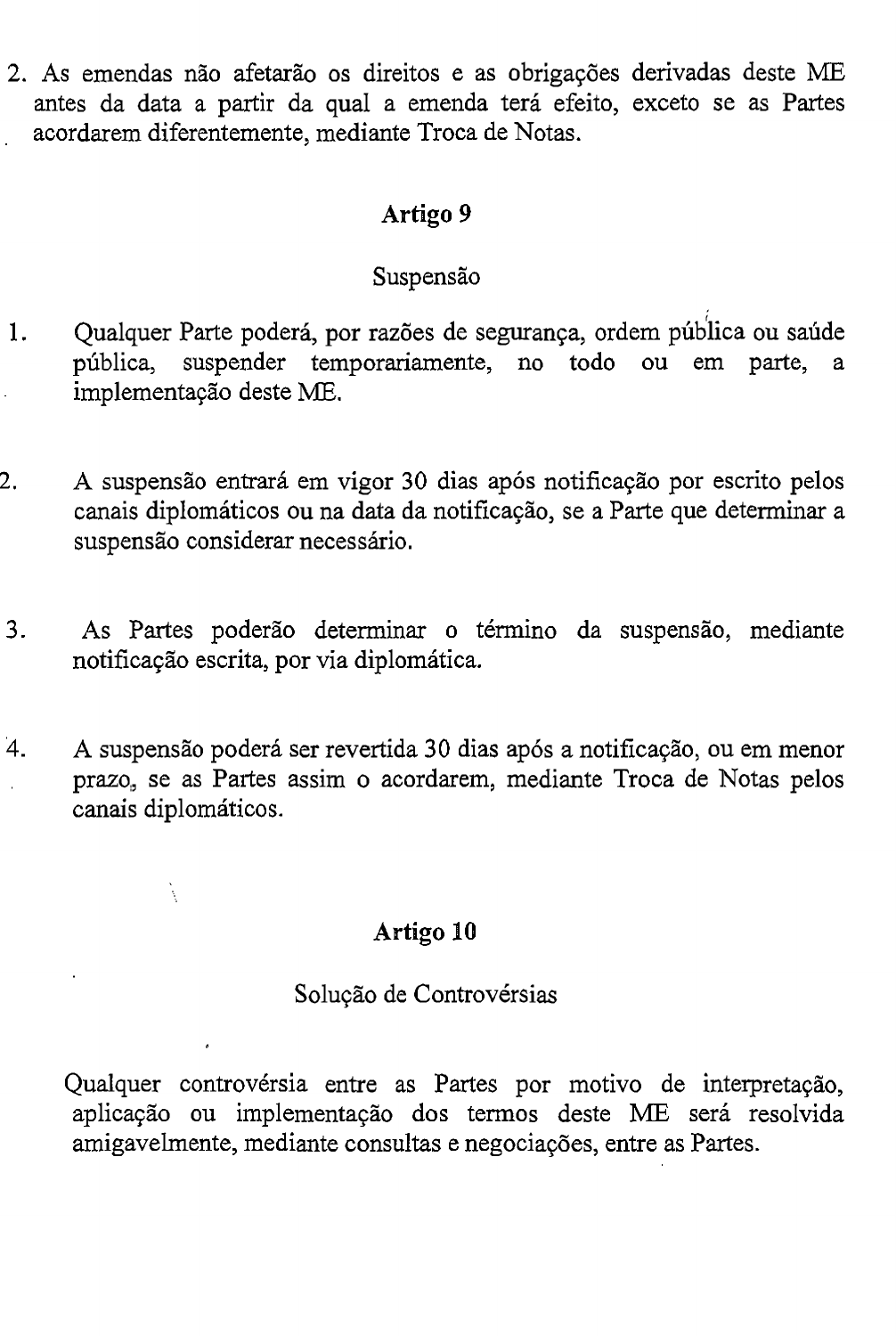2. As emendas não afetarão os direitos e as obrigações derivadas deste ME antes da data a partir da qual a emenda terá efeito, exceto se as Partes acordarem diferentemente, mediante Troca de Notas.

## Artigo 9

Suspensão

1. Qualquer Parte poderá, por razões de segurança, ordem pública ou saúde pública, suspender temporariamente, no todo ou em parte, a implementação deste ME.

2. A suspensão entrará em vigor 30 dias após notificação por escrito pelos canais diplomáticos ou na data da notificação, se a Parte que determinar a suspensão considerar necessário.

3. As Partes poderão determinar o término da suspensão, mediante notificação escrita, por via diplomática.

4. A suspensão poderá ser revertida 30 dias após a notificação, ou em menor prazo, se as Partes assim o acordarem, mediante Troca de Notas pelos canais diplomáticos.

## Artigo 10

Solução de Controvérsias

Qualquer controvérsia entre as Partes por motivo de interpretação, aplicação ou implementação dos termos deste ME será resolvida amigavelmente, mediante consultas e negociações, entre as Partes.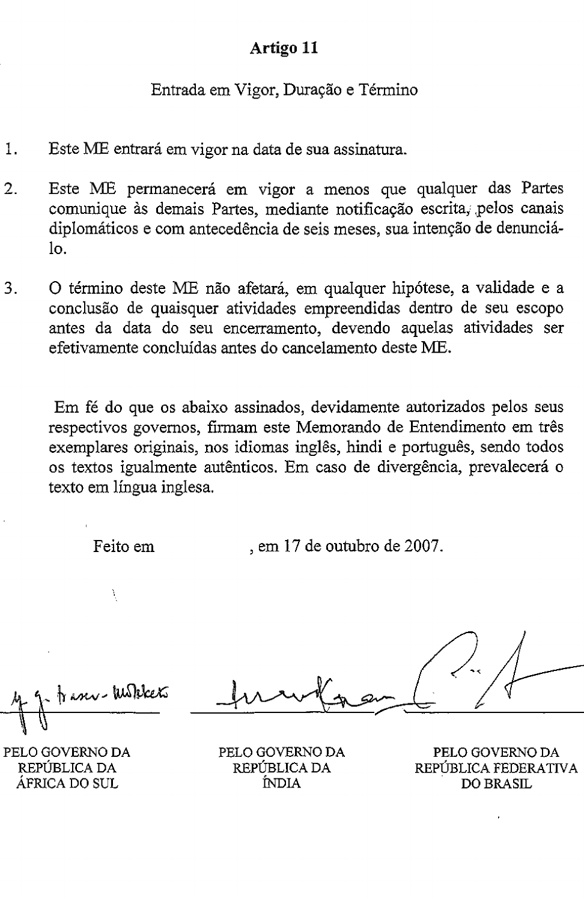**Artigo 11**

Entrada em Vigor, Duração e Término

1. Este ME entrará em vigor na data de sua assinatura.

2. Este ME permanecerá em vigor a menos que qualquer das Partes comunique às demais Partes, mediante notificação escrita, pelos canais diplomáticos e com antecedência de seis meses, sua intenção de denunciá-lo.

3. O término deste ME não afetará, em qualquer hipótese, a validade e a conclusão de quaisquer atividades empreendidas dentro de seu escopo antes da data do seu encerramento, devendo aquelas atividades ser efetivamente concluídas antes do cancelamento deste ME.

Em fé do que os abaixo assinados, devidamente autorizados pelos seus respectivos governos, firmam este Memorando de Entendimento em três exemplares originais, nos idiomas inglês, hindi e português, sendo todos os textos igualmente autênticos. Em caso de divergência, prevalecerá o texto em língua inglesa.

Feito em , em 17 de outubro de 2007.

| | | |
|---|---|---|
| PELO GOVERNO DA REPÚBLICA DA ÁFRICA DO SUL | PELO GOVERNO DA REPÚBLICA DA ÍNDIA | PELO GOVERNO DA REPÚBLICA FEDERATIVA DO BRASIL |